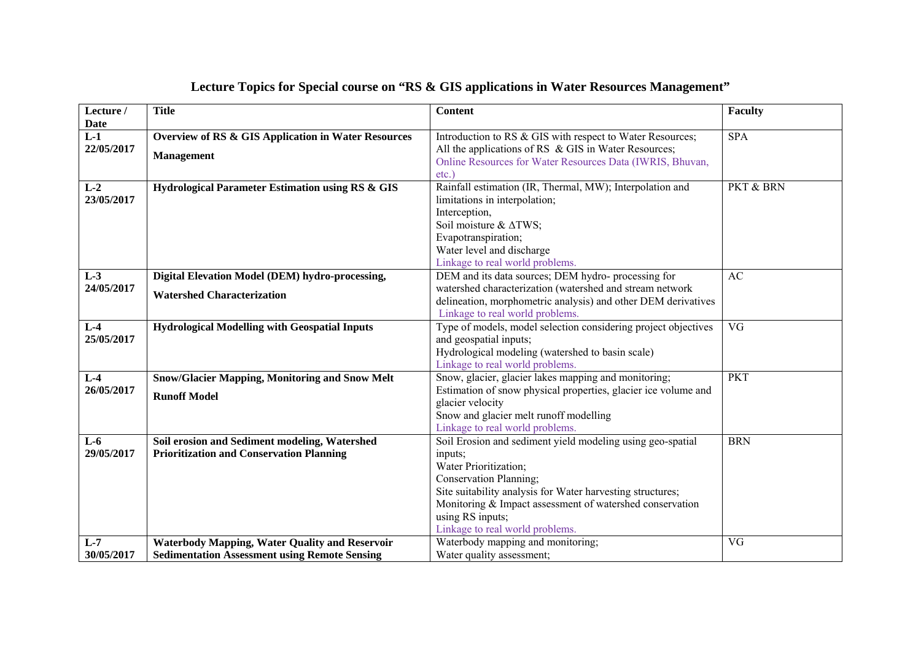# Lecture Topics for Special course on "RS & GIS applications in Water Resources Management"

| Lecture / Date | Title | Content | Faculty |
|---|---|---|---|
| L-1 22/05/2017 | **Overview of RS & GIS Application in Water Resources Management** | Introduction to RS & GIS with respect to Water Resources; All the applications of RS & GIS in Water Resources; Online Resources for Water Resources Data (IWRIS, Bhuvan, etc.) | SPA |
| L-2 23/05/2017 | **Hydrological Parameter Estimation using RS & GIS** | Rainfall estimation (IR, Thermal, MW); Interpolation and limitations in interpolation; Interception, Soil moisture & ΔTWS; Evapotranspiration; Water level and discharge Linkage to real world problems. | PKT & BRN |
| L-3 24/05/2017 | **Digital Elevation Model (DEM) hydro-processing, Watershed Characterization** | DEM and its data sources; DEM hydro- processing for watershed characterization (watershed and stream network delineation, morphometric analysis) and other DEM derivatives Linkage to real world problems. | AC |
| L-4 25/05/2017 | **Hydrological Modelling with Geospatial Inputs** | Type of models, model selection considering project objectives and geospatial inputs; Hydrological modeling (watershed to basin scale) Linkage to real world problems. | VG |
| L-4 26/05/2017 | **Snow/Glacier Mapping, Monitoring and Snow Melt Runoff Model** | Snow, glacier, glacier lakes mapping and monitoring; Estimation of snow physical properties, glacier ice volume and glacier velocity Snow and glacier melt runoff modelling Linkage to real world problems. | PKT |
| L-6 29/05/2017 | **Soil erosion and Sediment modeling, Watershed Prioritization and Conservation Planning** | Soil Erosion and sediment yield modeling using geo-spatial inputs; Water Prioritization; Conservation Planning; Site suitability analysis for Water harvesting structures; Monitoring & Impact assessment of watershed conservation using RS inputs; Linkage to real world problems. | BRN |
| L-7 30/05/2017 | **Waterbody Mapping, Water Quality and Reservoir Sedimentation Assessment using Remote Sensing** | Waterbody mapping and monitoring; Water quality assessment; | VG |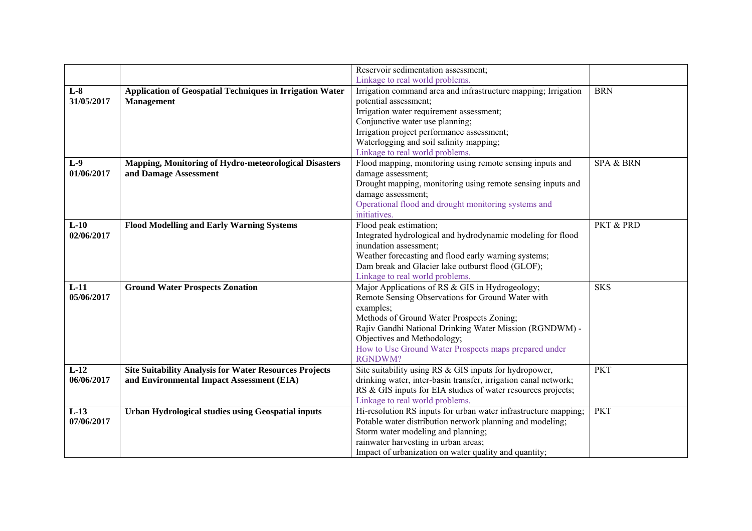|  |  |  |  |
|---|---|---|---|
|  |  | Reservoir sedimentation assessment;<br>Linkage to real world problems. |  |
| **L-8**<br>**31/05/2017** | **Application of Geospatial Techniques in Irrigation Water Management** | Irrigation command area and infrastructure mapping; Irrigation potential assessment;<br>Irrigation water requirement assessment;<br>Conjunctive water use planning;<br>Irrigation project performance assessment;<br>Waterlogging and soil salinity mapping;<br>Linkage to real world problems. | BRN |
| **L-9**<br>**01/06/2017** | **Mapping, Monitoring of Hydro-meteorological Disasters and Damage Assessment** | Flood mapping, monitoring using remote sensing inputs and damage assessment;<br>Drought mapping, monitoring using remote sensing inputs and damage assessment;<br>Operational flood and drought monitoring systems and initiatives. | SPA & BRN |
| **L-10**<br>**02/06/2017** | **Flood Modelling and Early Warning Systems** | Flood peak estimation;<br>Integrated hydrological and hydrodynamic modeling for flood inundation assessment;<br>Weather forecasting and flood early warning systems;<br>Dam break and Glacier lake outburst flood (GLOF);<br>Linkage to real world problems. | PKT & PRD |
| **L-11**<br>**05/06/2017** | **Ground Water Prospects Zonation** | Major Applications of RS & GIS in Hydrogeology;<br>Remote Sensing Observations for Ground Water with examples;<br>Methods of Ground Water Prospects Zoning;<br>Rajiv Gandhi National Drinking Water Mission (RGNDWM) - Objectives and Methodology;<br>How to Use Ground Water Prospects maps prepared under RGNDWM? | SKS |
| **L-12**<br>**06/06/2017** | **Site Suitability Analysis for Water Resources Projects and Environmental Impact Assessment (EIA)** | Site suitability using RS & GIS inputs for hydropower, drinking water, inter-basin transfer, irrigation canal network;<br>RS & GIS inputs for EIA studies of water resources projects;<br>Linkage to real world problems. | PKT |
| **L-13**<br>**07/06/2017** | **Urban Hydrological studies using Geospatial inputs** | Hi-resolution RS inputs for urban water infrastructure mapping;<br>Potable water distribution network planning and modeling;<br>Storm water modeling and planning;<br>rainwater harvesting in urban areas;<br>Impact of urbanization on water quality and quantity; | PKT |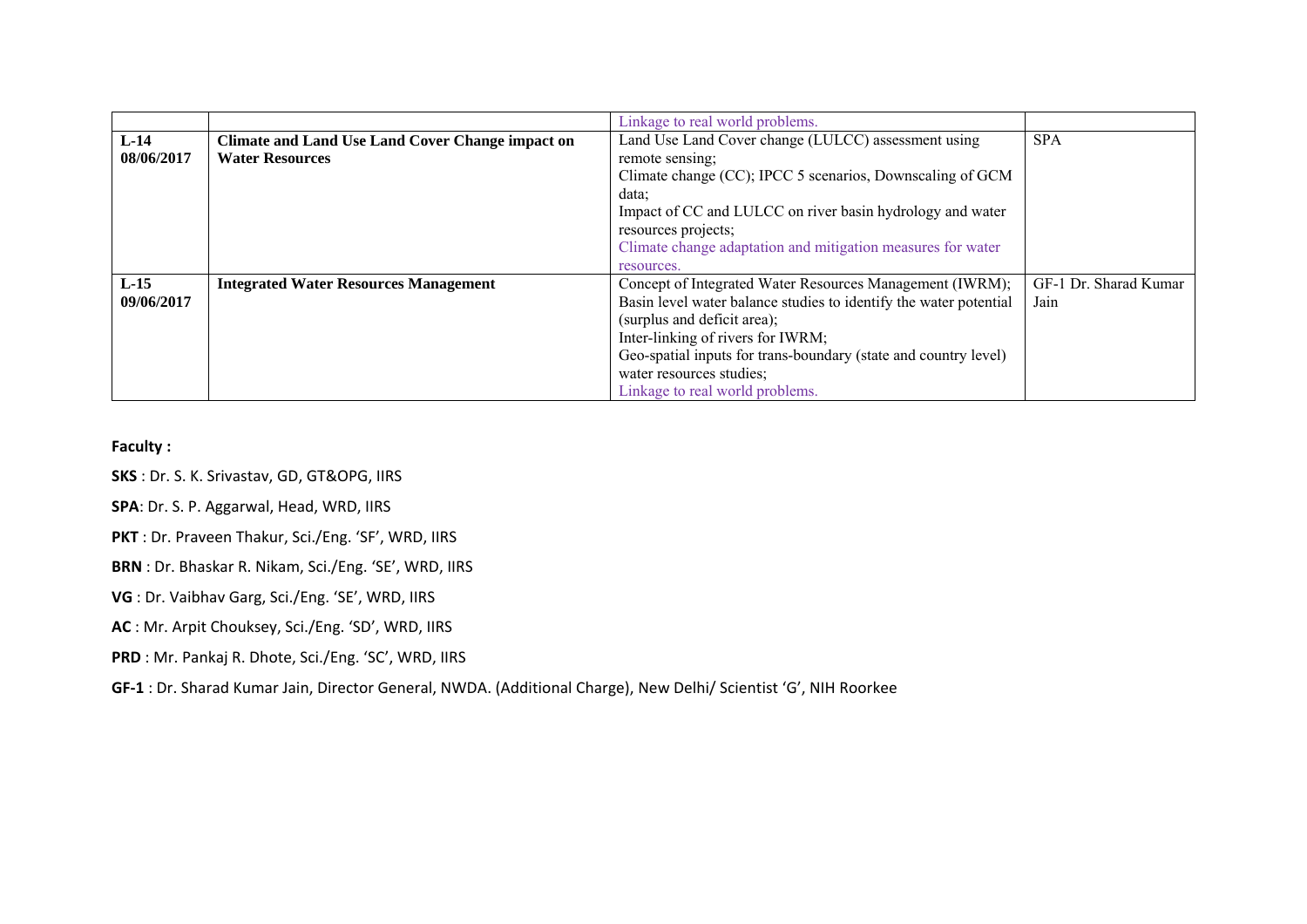| | | | |
|---|---|---|---|
| | | Linkage to real world problems. | |
| **L-14** **08/06/2017** | **Climate and Land Use Land Cover Change impact on Water Resources** | Land Use Land Cover change (LULCC) assessment using remote sensing; Climate change (CC); IPCC 5 scenarios, Downscaling of GCM data; Impact of CC and LULCC on river basin hydrology and water resources projects; Climate change adaptation and mitigation measures for water resources. | SPA |
| **L-15** **09/06/2017** | **Integrated Water Resources Management** | Concept of Integrated Water Resources Management (IWRM); Basin level water balance studies to identify the water potential (surplus and deficit area); Inter-linking of rivers for IWRM; Geo-spatial inputs for trans-boundary (state and country level) water resources studies; Linkage to real world problems. | GF-1 Dr. Sharad Kumar Jain |

**Faculty :**

**SKS** : Dr. S. K. Srivastav, GD, GT&OPG, IIRS

**SPA**: Dr. S. P. Aggarwal, Head, WRD, IIRS

**PKT** : Dr. Praveen Thakur, Sci./Eng. 'SF', WRD, IIRS

**BRN** : Dr. Bhaskar R. Nikam, Sci./Eng. 'SE', WRD, IIRS

**VG** : Dr. Vaibhav Garg, Sci./Eng. 'SE', WRD, IIRS

**AC** : Mr. Arpit Chouksey, Sci./Eng. 'SD', WRD, IIRS

**PRD** : Mr. Pankaj R. Dhote, Sci./Eng. 'SC', WRD, IIRS

**GF-1** : Dr. Sharad Kumar Jain, Director General, NWDA. (Additional Charge), New Delhi/ Scientist 'G', NIH Roorkee